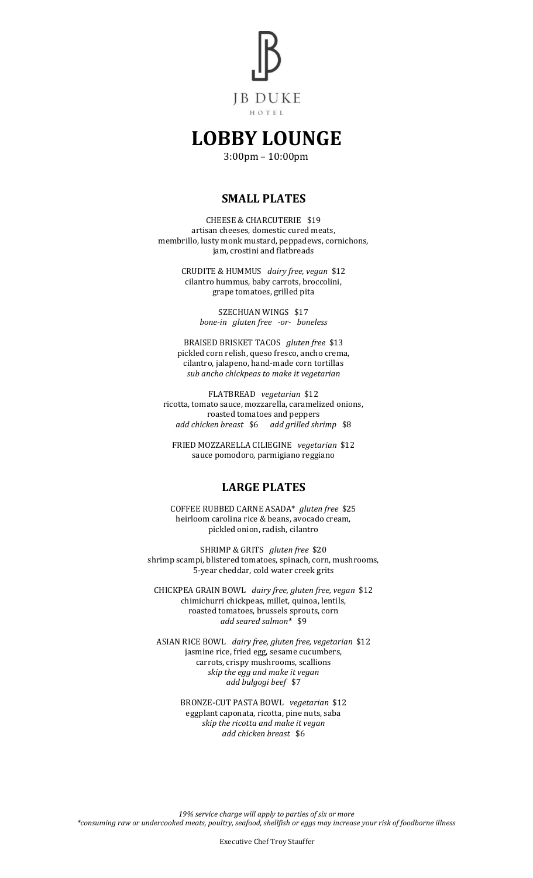JB DUKE

HOTEL

# LOBBY LOUNGE

3:00pm – 10:00pm

## SMALL PLATES

CHEESE & CHARCUTERIE $19
artisan cheeses, domestic cured meats,
membrillo, lusty monk mustard, peppadews, cornichons,
jam, crostini and flatbreads

CRUDITE & HUMMUS *dairy free, vegan* $12
cilantro hummus, baby carrots, broccolini,
grape tomatoes, grilled pita

SZECHUAN WINGS $17
*bone-in gluten free -or- boneless*

BRAISED BRISKET TACOS *gluten free* $13
pickled corn relish, queso fresco, ancho crema,
cilantro, jalapeno, hand-made corn tortillas
*sub ancho chickpeas to make it vegetarian*

FLATBREAD *vegetarian* $12
ricotta, tomato sauce, mozzarella, caramelized onions,
roasted tomatoes and peppers
*add chicken breast* $6 *add grilled shrimp* $8

FRIED MOZZARELLA CILIEGINE *vegetarian* $12
sauce pomodoro, parmigiano reggiano

## LARGE PLATES

COFFEE RUBBED CARNE ASADA* *gluten free* $25
heirloom carolina rice & beans, avocado cream,
pickled onion, radish, cilantro

SHRIMP & GRITS *gluten free* $20
shrimp scampi, blistered tomatoes, spinach, corn, mushrooms,
5-year cheddar, cold water creek grits

CHICKPEA GRAIN BOWL *dairy free, gluten free, vegan* $12
chimichurri chickpeas, millet, quinoa, lentils,
roasted tomatoes, brussels sprouts, corn
*add seared salmon** $9

ASIAN RICE BOWL *dairy free, gluten free, vegetarian* $12
jasmine rice, fried egg, sesame cucumbers,
carrots, crispy mushrooms, scallions
*skip the egg and make it vegan*
*add bulgogi beef* $7

BRONZE-CUT PASTA BOWL *vegetarian* $12
eggplant caponata, ricotta, pine nuts, saba
*skip the ricotta and make it vegan*
*add chicken breast* $6

*19% service charge will apply to parties of six or more*
**consuming raw or undercooked meats, poultry, seafood, shellfish or eggs may increase your risk of foodborne illness*

Executive Chef Troy Stauffer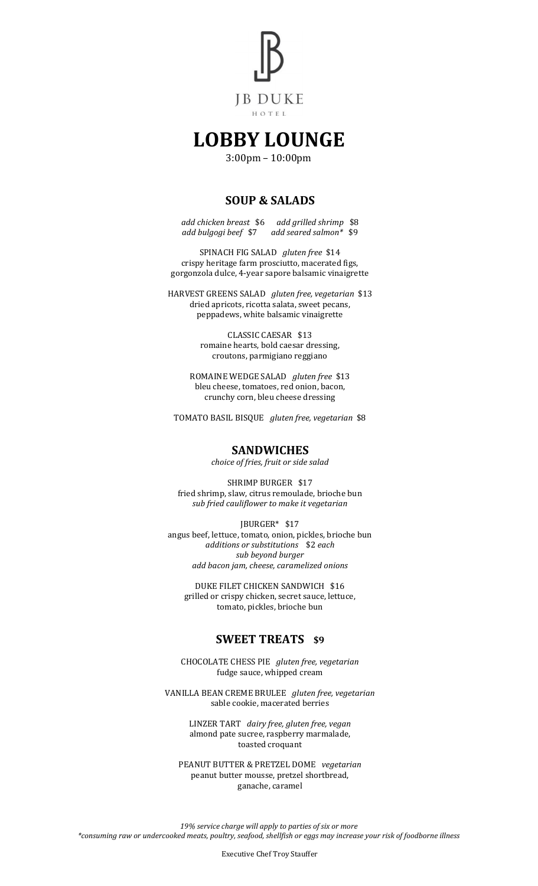JB DUKE

HOTEL

# LOBBY LOUNGE

3:00pm – 10:00pm

## SOUP & SALADS

*add chicken breast* $6 *add grilled shrimp* $8
*add bulgogi beef* $7 *add seared salmon** $9

SPINACH FIG SALAD *gluten free* $14
crispy heritage farm prosciutto, macerated figs,
gorgonzola dulce, 4-year sapore balsamic vinaigrette

HARVEST GREENS SALAD *gluten free, vegetarian* $13
dried apricots, ricotta salata, sweet pecans,
peppadews, white balsamic vinaigrette

CLASSIC CAESAR $13
romaine hearts, bold caesar dressing,
croutons, parmigiano reggiano

ROMAINE WEDGE SALAD *gluten free* $13
bleu cheese, tomatoes, red onion, bacon,
crunchy corn, bleu cheese dressing

TOMATO BASIL BISQUE *gluten free, vegetarian* $8

## SANDWICHES

*choice of fries, fruit or side salad*

SHRIMP BURGER $17
fried shrimp, slaw, citrus remoulade, brioche bun
*sub fried cauliflower to make it vegetarian*

JBURGER* $17
angus beef, lettuce, tomato, onion, pickles, brioche bun
*additions or substitutions* $2 *each*
*sub beyond burger*
*add bacon jam, cheese, caramelized onions*

DUKE FILET CHICKEN SANDWICH $16
grilled or crispy chicken, secret sauce, lettuce,
tomato, pickles, brioche bun

## SWEET TREATS $9

CHOCOLATE CHESS PIE *gluten free, vegetarian*
fudge sauce, whipped cream

VANILLA BEAN CREME BRULEE *gluten free, vegetarian*
sable cookie, macerated berries

LINZER TART *dairy free, gluten free, vegan*
almond pate sucree, raspberry marmalade,
toasted croquant

PEANUT BUTTER & PRETZEL DOME *vegetarian*
peanut butter mousse, pretzel shortbread,
ganache, caramel

*19% service charge will apply to parties of six or more*
**consuming raw or undercooked meats, poultry, seafood, shellfish or eggs may increase your risk of foodborne illness*

Executive Chef Troy Stauffer